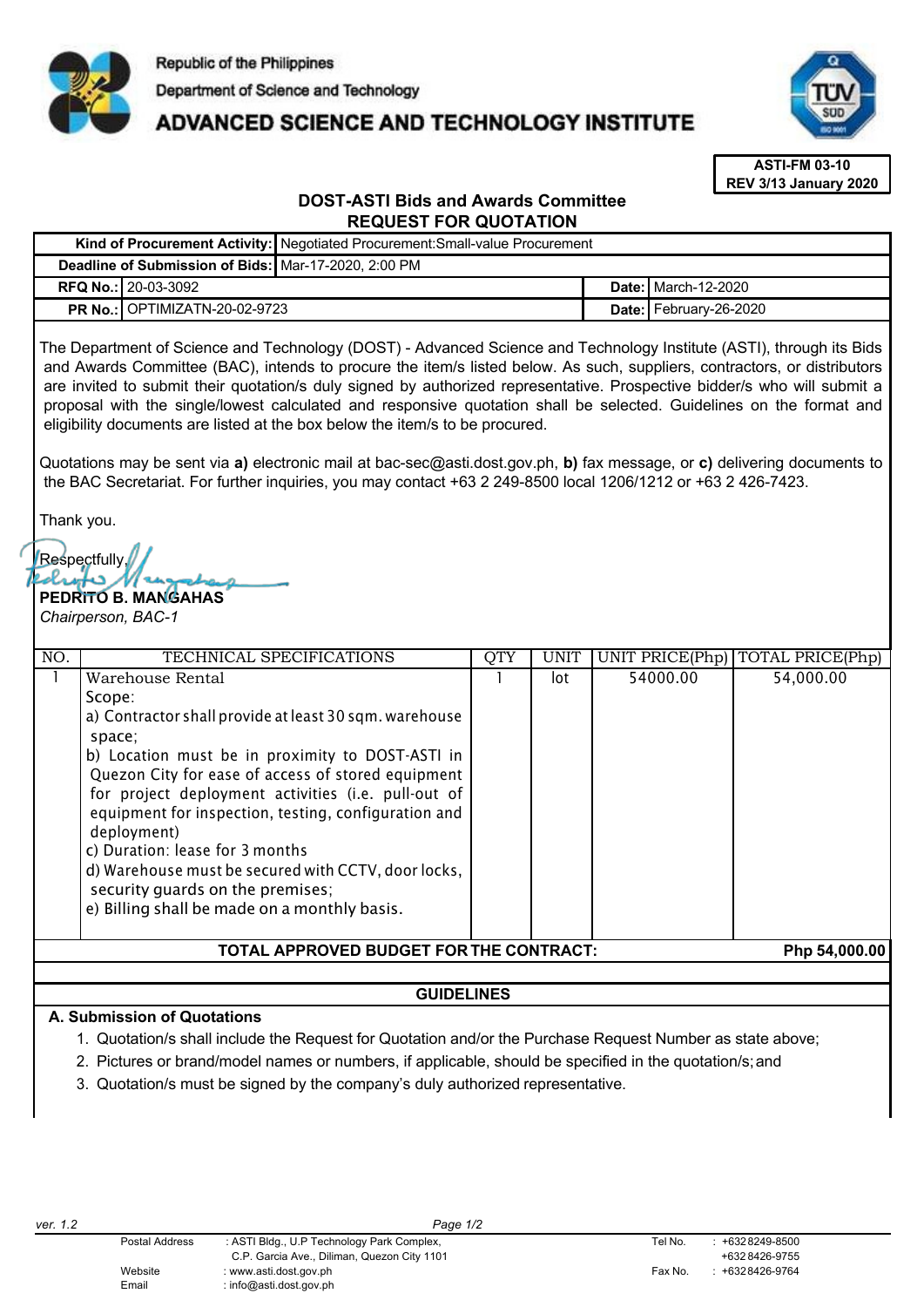Republic of the Philippines

Department of Science and Technology

# ADVANCED SCIENCE AND TECHNOLOGY INSTITUTE

**ASTI-FM 03-10**
**REV 3/13 January 2020**

## DOST-ASTI Bids and Awards Committee
## REQUEST FOR QUOTATION

| | | | |
|---|---|---|---|
| **Kind of Procurement Activity:** | Negotiated Procurement:Small-value Procurement | | |
| **Deadline of Submission of Bids:** | Mar-17-2020, 2:00 PM | | |
| **RFQ No.:** | 20-03-3092 | **Date:** | March-12-2020 |
| **PR No.:** | OPTIMIZATN-20-02-9723 | **Date:** | February-26-2020 |

The Department of Science and Technology (DOST) - Advanced Science and Technology Institute (ASTI), through its Bids and Awards Committee (BAC), intends to procure the item/s listed below. As such, suppliers, contractors, or distributors are invited to submit their quotation/s duly signed by authorized representative. Prospective bidder/s who will submit a proposal with the single/lowest calculated and responsive quotation shall be selected. Guidelines on the format and eligibility documents are listed at the box below the item/s to be procured.

Quotations may be sent via **a)** electronic mail at bac-sec@asti.dost.gov.ph, **b)** fax message, or **c)** delivering documents to the BAC Secretariat. For further inquiries, you may contact +63 2 249-8500 local 1206/1212 or +63 2 426-7423.

Thank you.

Respectfully,

**PEDRITO B. MANGAHAS**
*Chairperson, BAC-1*

| NO. | TECHNICAL SPECIFICATIONS | QTY | UNIT | UNIT PRICE(Php) | TOTAL PRICE(Php) |
|---|---|---|---|---|---|
| 1 | Warehouse Rental<br>Scope:<br>a) Contractor shall provide at least 30 sqm. warehouse space;<br>b) Location must be in proximity to DOST-ASTI in Quezon City for ease of access of stored equipment for project deployment activities (i.e. pull-out of equipment for inspection, testing, configuration and deployment)<br>c) Duration: lease for 3 months<br>d) Warehouse must be secured with CCTV, door locks, security guards on the premises;<br>e) Billing shall be made on a monthly basis. | 1 | lot | 54000.00 | 54,000.00 |
| | **TOTAL APPROVED BUDGET FOR THE CONTRACT:** | | | | **Php 54,000.00** |

### GUIDELINES

**A. Submission of Quotations**

1. Quotation/s shall include the Request for Quotation and/or the Purchase Request Number as state above;
2. Pictures or brand/model names or numbers, if applicable, should be specified in the quotation/s; and
3. Quotation/s must be signed by the company's duly authorized representative.

ver. 1.2

| | | | |
|---|---|---|---|
| Postal Address | : ASTI Bldg., U.P Technology Park Complex, C.P. Garcia Ave., Diliman, Quezon City 1101 | Tel No. | : +632 8249-8500<br>+632 8426-9755 |
| Website | : www.asti.dost.gov.ph | Fax No. | : +632 8426-9764 |
| Email | : info@asti.dost.gov.ph | | |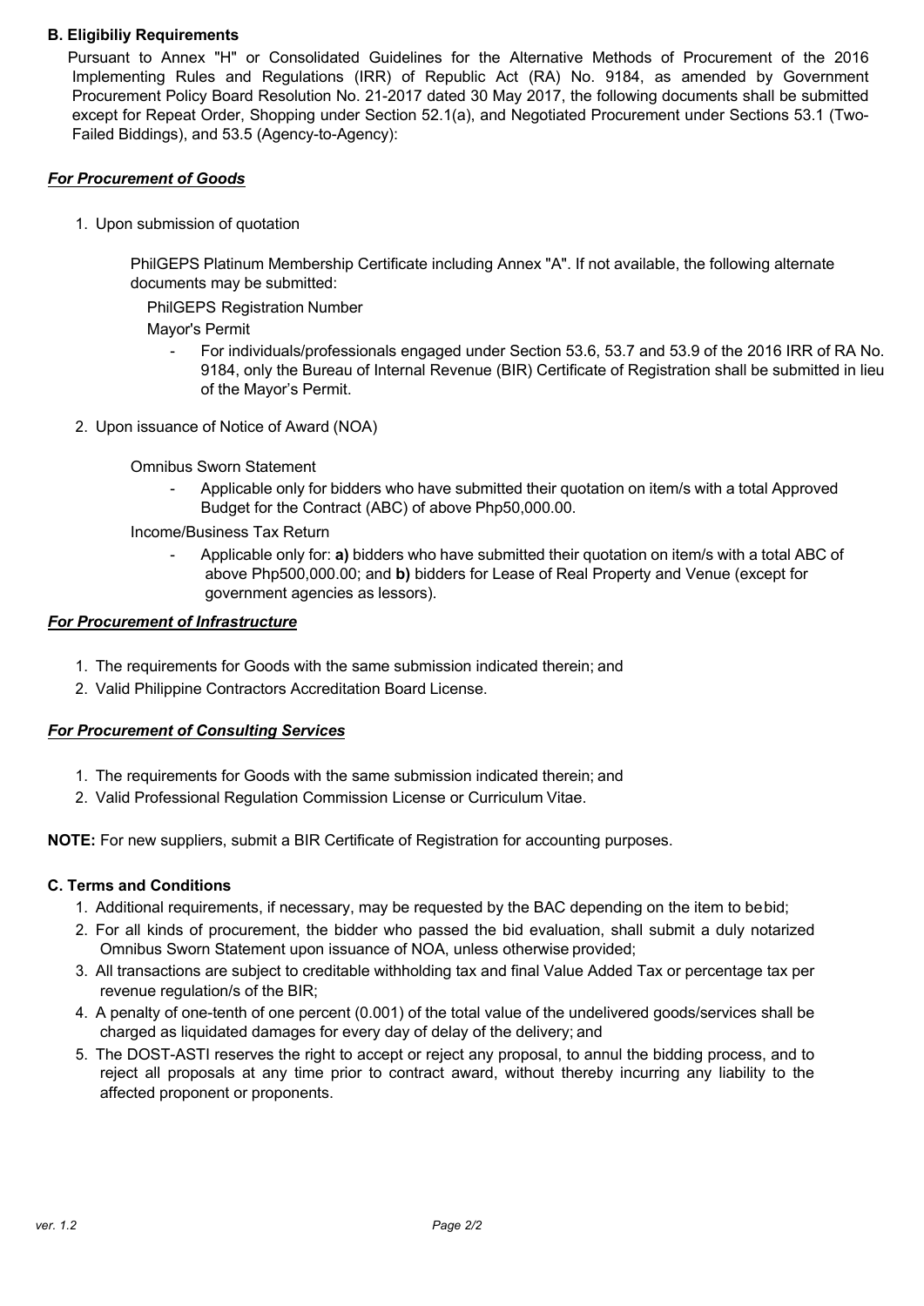### B. Eligibiliy Requirements

Pursuant to Annex "H" or Consolidated Guidelines for the Alternative Methods of Procurement of the 2016 Implementing Rules and Regulations (IRR) of Republic Act (RA) No. 9184, as amended by Government Procurement Policy Board Resolution No. 21-2017 dated 30 May 2017, the following documents shall be submitted except for Repeat Order, Shopping under Section 52.1(a), and Negotiated Procurement under Sections 53.1 (Two-Failed Biddings), and 53.5 (Agency-to-Agency):

***For Procurement of Goods***

1. Upon submission of quotation

   PhilGEPS Platinum Membership Certificate including Annex "A". If not available, the following alternate documents may be submitted:

   PhilGEPS Registration Number

   Mayor's Permit

   - For individuals/professionals engaged under Section 53.6, 53.7 and 53.9 of the 2016 IRR of RA No. 9184, only the Bureau of Internal Revenue (BIR) Certificate of Registration shall be submitted in lieu of the Mayor's Permit.

2. Upon issuance of Notice of Award (NOA)

   Omnibus Sworn Statement

   - Applicable only for bidders who have submitted their quotation on item/s with a total Approved Budget for the Contract (ABC) of above Php50,000.00.

   Income/Business Tax Return

   - Applicable only for: **a)** bidders who have submitted their quotation on item/s with a total ABC of above Php500,000.00; and **b)** bidders for Lease of Real Property and Venue (except for government agencies as lessors).

***For Procurement of Infrastructure***

1. The requirements for Goods with the same submission indicated therein; and
2. Valid Philippine Contractors Accreditation Board License.

***For Procurement of Consulting Services***

1. The requirements for Goods with the same submission indicated therein; and
2. Valid Professional Regulation Commission License or Curriculum Vitae.

**NOTE:** For new suppliers, submit a BIR Certificate of Registration for accounting purposes.

### C. Terms and Conditions

1. Additional requirements, if necessary, may be requested by the BAC depending on the item to be bid;
2. For all kinds of procurement, the bidder who passed the bid evaluation, shall submit a duly notarized Omnibus Sworn Statement upon issuance of NOA, unless otherwise provided;
3. All transactions are subject to creditable withholding tax and final Value Added Tax or percentage tax per revenue regulation/s of the BIR;
4. A penalty of one-tenth of one percent (0.001) of the total value of the undelivered goods/services shall be charged as liquidated damages for every day of delay of the delivery; and
5. The DOST-ASTI reserves the right to accept or reject any proposal, to annul the bidding process, and to reject all proposals at any time prior to contract award, without thereby incurring any liability to the affected proponent or proponents.

*ver. 1.2*